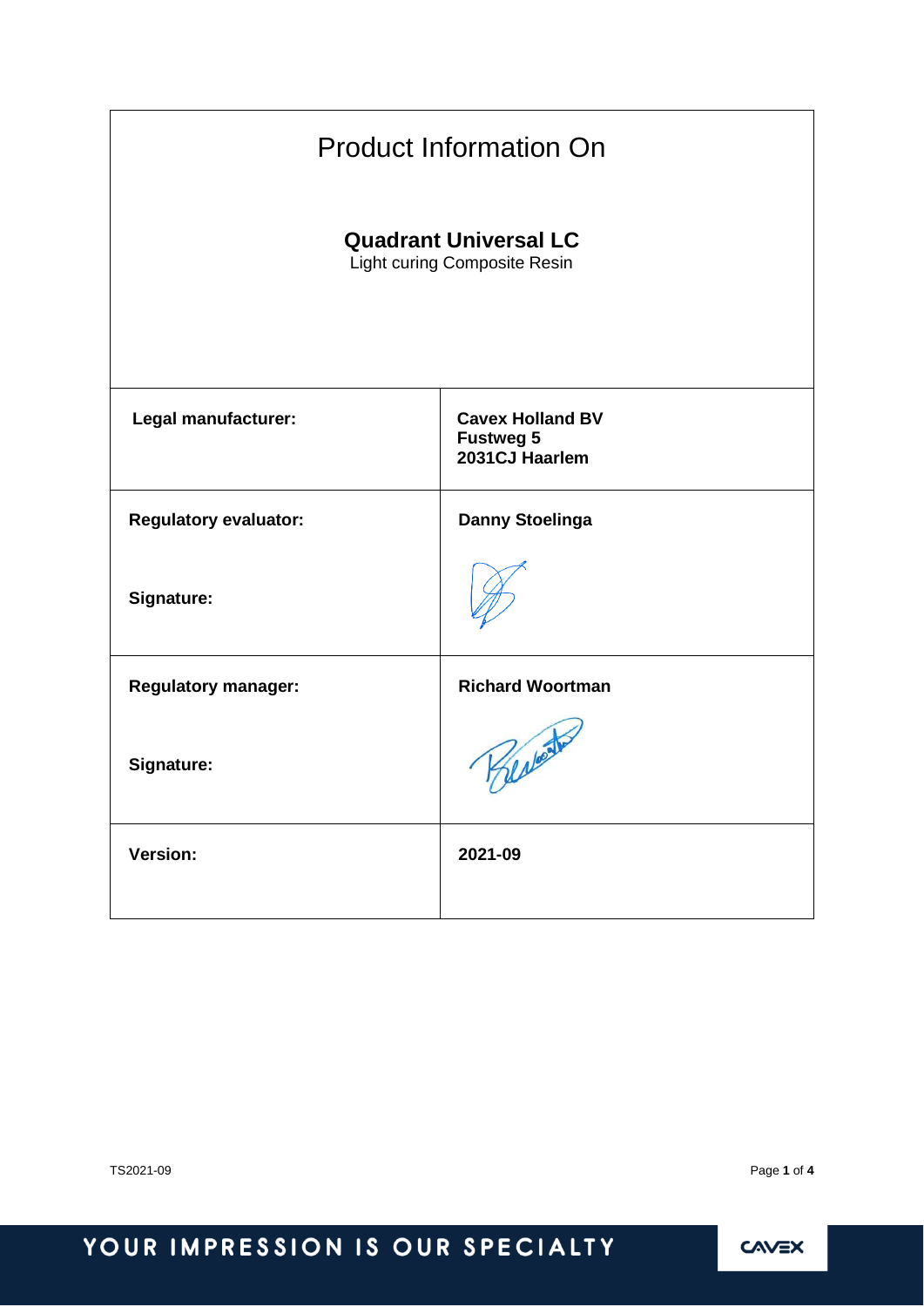# Product Information On

## Quadrant Universal LC

Light curing Composite Resin

| | |
|---|---|
| **Legal manufacturer:** | **Cavex Holland BV**<br>**Fustweg 5**<br>**2031CJ Haarlem** |
| **Regulatory evaluator:**<br><br>**Signature:** | **Danny Stoelinga** |
| **Regulatory manager:**<br><br>**Signature:** | **Richard Woortman** |
| **Version:** | **2021-09** |

TS2021-09

YOUR IMPRESSION IS OUR SPECIALTY

CAVEX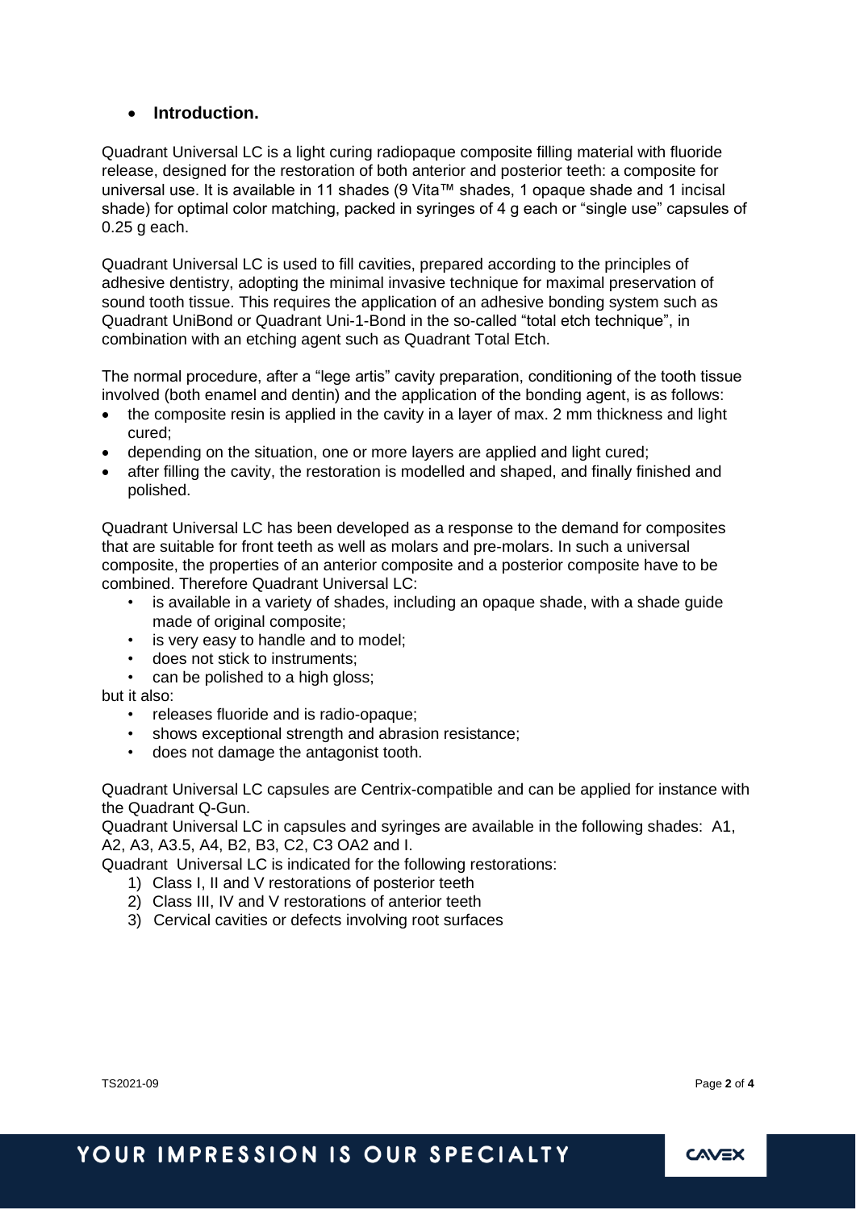- **Introduction.**

Quadrant Universal LC is a light curing radiopaque composite filling material with fluoride release, designed for the restoration of both anterior and posterior teeth: a composite for universal use. It is available in 11 shades (9 Vita™ shades, 1 opaque shade and 1 incisal shade) for optimal color matching, packed in syringes of 4 g each or "single use" capsules of 0.25 g each.

Quadrant Universal LC is used to fill cavities, prepared according to the principles of adhesive dentistry, adopting the minimal invasive technique for maximal preservation of sound tooth tissue. This requires the application of an adhesive bonding system such as Quadrant UniBond or Quadrant Uni-1-Bond in the so-called "total etch technique", in combination with an etching agent such as Quadrant Total Etch.

The normal procedure, after a "lege artis" cavity preparation, conditioning of the tooth tissue involved (both enamel and dentin) and the application of the bonding agent, is as follows:

- the composite resin is applied in the cavity in a layer of max. 2 mm thickness and light cured;
- depending on the situation, one or more layers are applied and light cured;
- after filling the cavity, the restoration is modelled and shaped, and finally finished and polished.

Quadrant Universal LC has been developed as a response to the demand for composites that are suitable for front teeth as well as molars and pre-molars. In such a universal composite, the properties of an anterior composite and a posterior composite have to be combined. Therefore Quadrant Universal LC:

- is available in a variety of shades, including an opaque shade, with a shade guide made of original composite;
- is very easy to handle and to model;
- does not stick to instruments;
- can be polished to a high gloss;

but it also:

- releases fluoride and is radio-opaque;
- shows exceptional strength and abrasion resistance;
- does not damage the antagonist tooth.

Quadrant Universal LC capsules are Centrix-compatible and can be applied for instance with the Quadrant Q-Gun.

Quadrant Universal LC in capsules and syringes are available in the following shades: A1, A2, A3, A3.5, A4, B2, B3, C2, C3 OA2 and I.

Quadrant Universal LC is indicated for the following restorations:

1) Class I, II and V restorations of posterior teeth
2) Class III, IV and V restorations of anterior teeth
3) Cervical cavities or defects involving root surfaces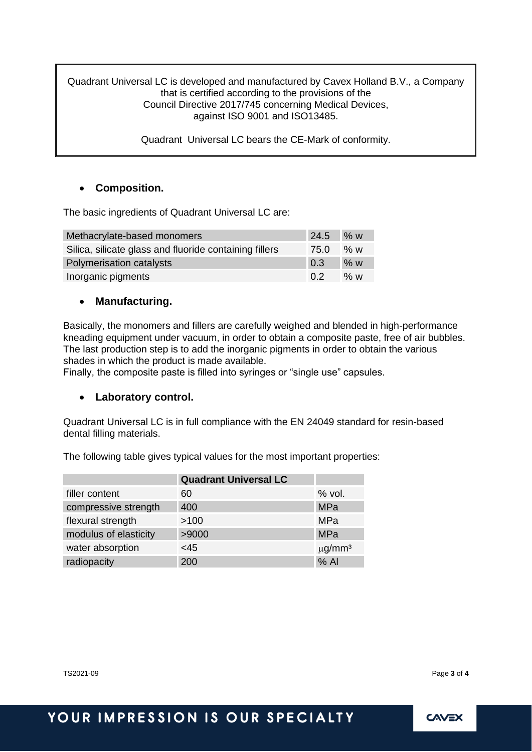Quadrant Universal LC is developed and manufactured by Cavex Holland B.V., a Company that is certified according to the provisions of the Council Directive 2017/745 concerning Medical Devices, against ISO 9001 and ISO13485.

Quadrant Universal LC bears the CE-Mark of conformity.

- **Composition.**

The basic ingredients of Quadrant Universal LC are:

| Methacrylate-based monomers | 24.5 | % w |
|---|---|---|
| Silica, silicate glass and fluoride containing fillers | 75.0 | % w |
| Polymerisation catalysts | 0.3 | % w |
| Inorganic pigments | 0.2 | % w |

- **Manufacturing.**

Basically, the monomers and fillers are carefully weighed and blended in high-performance kneading equipment under vacuum, in order to obtain a composite paste, free of air bubbles. The last production step is to add the inorganic pigments in order to obtain the various shades in which the product is made available.
Finally, the composite paste is filled into syringes or "single use" capsules.

- **Laboratory control.**

Quadrant Universal LC is in full compliance with the EN 24049 standard for resin-based dental filling materials.

The following table gives typical values for the most important properties:

| | Quadrant Universal LC | |
|---|---|---|
| filler content | 60 | % vol. |
| compressive strength | 400 | MPa |
| flexural strength | >100 | MPa |
| modulus of elasticity | >9000 | MPa |
| water absorption | <45 | $\mu g/mm^3$ |
| radiopacity | 200 | % Al |

TS2021-09

YOUR IMPRESSION IS OUR SPECIALTY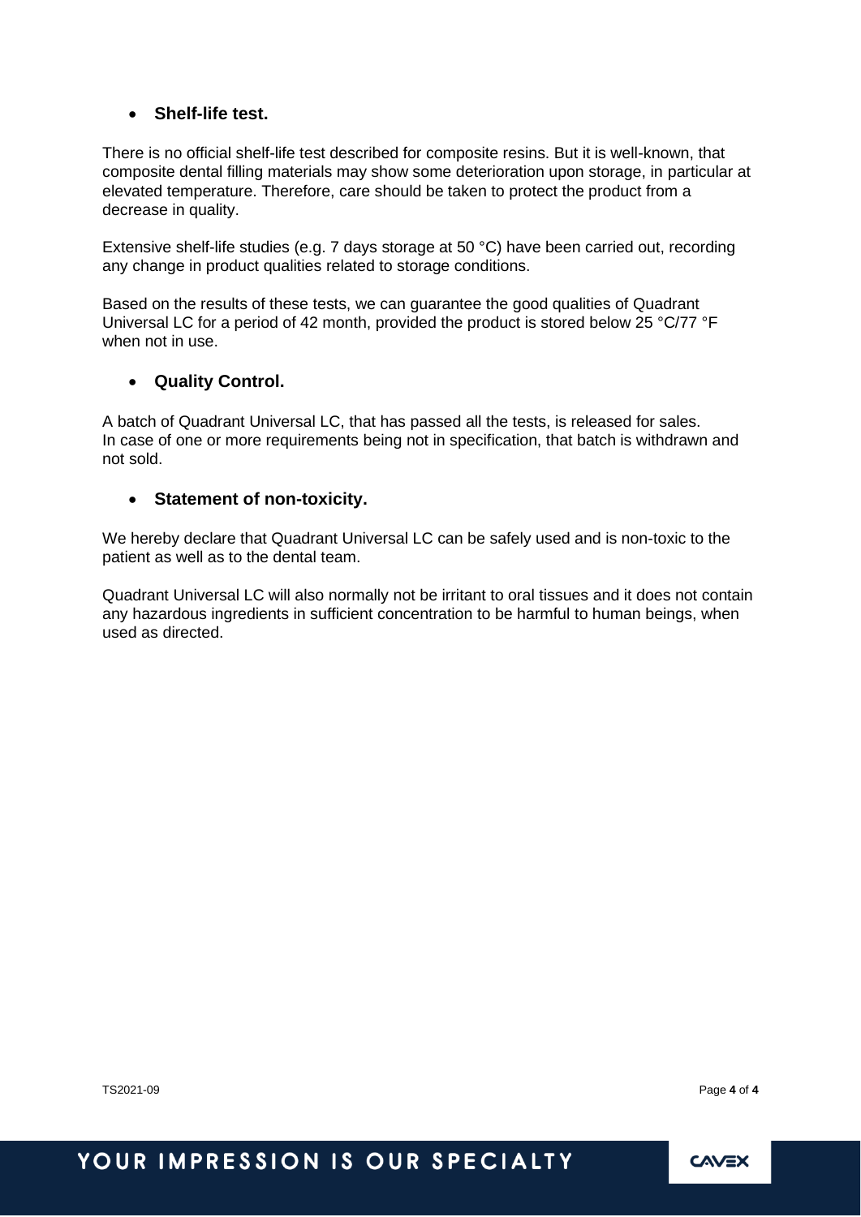- **Shelf-life test.**

There is no official shelf-life test described for composite resins. But it is well-known, that composite dental filling materials may show some deterioration upon storage, in particular at elevated temperature. Therefore, care should be taken to protect the product from a decrease in quality.

Extensive shelf-life studies (e.g. 7 days storage at 50 °C) have been carried out, recording any change in product qualities related to storage conditions.

Based on the results of these tests, we can guarantee the good qualities of Quadrant Universal LC for a period of 42 month, provided the product is stored below 25 °C/77 °F when not in use.

- **Quality Control.**

A batch of Quadrant Universal LC, that has passed all the tests, is released for sales.
In case of one or more requirements being not in specification, that batch is withdrawn and not sold.

- **Statement of non-toxicity.**

We hereby declare that Quadrant Universal LC can be safely used and is non-toxic to the patient as well as to the dental team.

Quadrant Universal LC will also normally not be irritant to oral tissues and it does not contain any hazardous ingredients in sufficient concentration to be harmful to human beings, when used as directed.